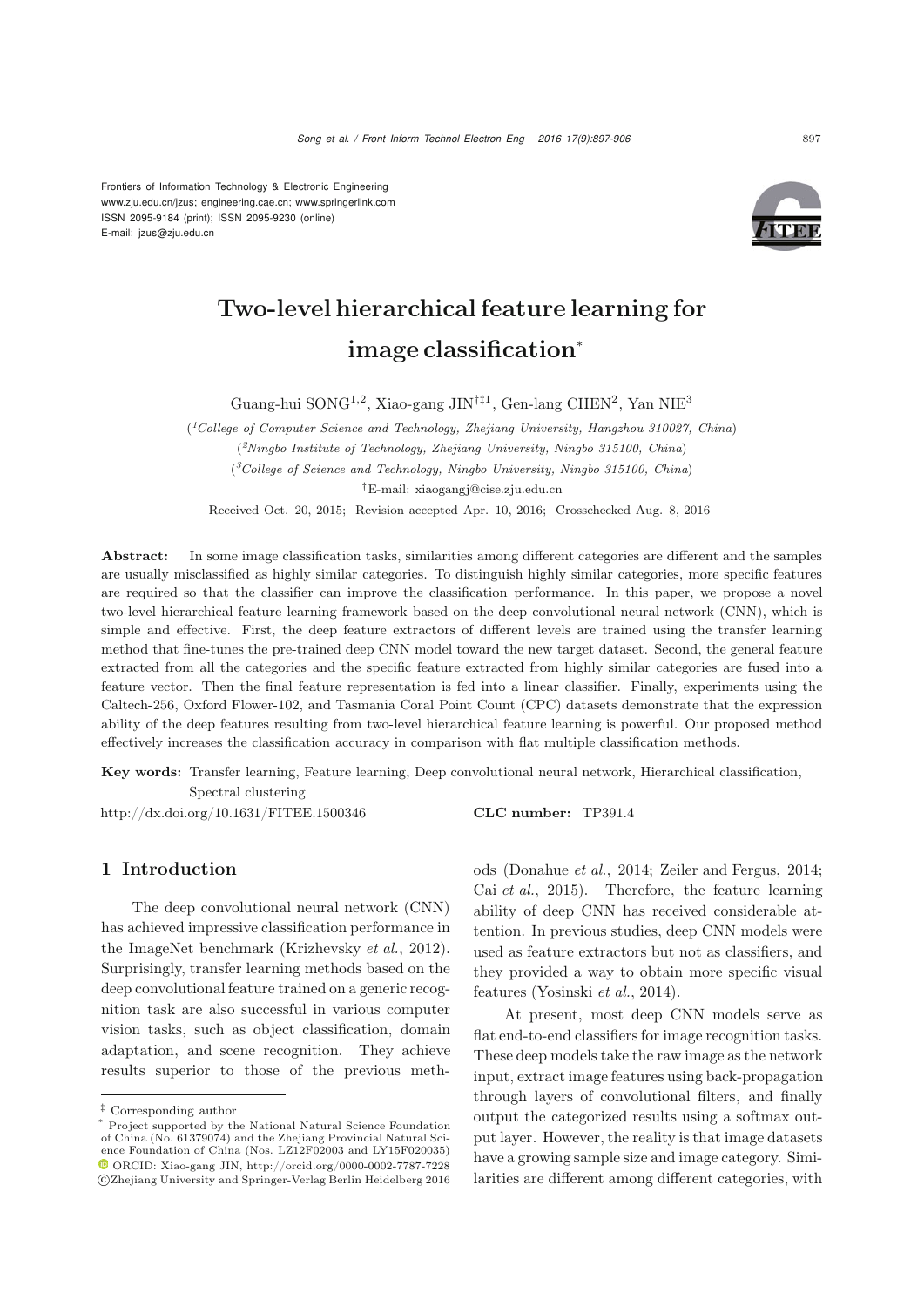Frontiers of Information Technology & Electronic Engineering
www.zju.edu.cn/jzus; engineering.cae.cn; www.springerlink.com
ISSN 2095-9184 (print); ISSN 2095-9230 (online)
E-mail: jzus@zju.edu.cn

# Two-level hierarchical feature learning for image classification*

Guang-hui SONG[1,2], Xiao-gang JIN[†‡1], Gen-lang CHEN[2], Yan NIE[3]

([1]*College of Computer Science and Technology, Zhejiang University, Hangzhou 310027, China*)

([2]*Ningbo Institute of Technology, Zhejiang University, Ningbo 315100, China*)

([3]*College of Science and Technology, Ningbo University, Ningbo 315100, China*)

†E-mail: xiaogangj@cise.zju.edu.cn

Received Oct. 20, 2015; Revision accepted Apr. 10, 2016; Crosschecked Aug. 8, 2016

**Abstract:** In some image classification tasks, similarities among different categories are different and the samples are usually misclassified as highly similar categories. To distinguish highly similar categories, more specific features are required so that the classifier can improve the classification performance. In this paper, we propose a novel two-level hierarchical feature learning framework based on the deep convolutional neural network (CNN), which is simple and effective. First, the deep feature extractors of different levels are trained using the transfer learning method that fine-tunes the pre-trained deep CNN model toward the new target dataset. Second, the general feature extracted from all the categories and the specific feature extracted from highly similar categories are fused into a feature vector. Then the final feature representation is fed into a linear classifier. Finally, experiments using the Caltech-256, Oxford Flower-102, and Tasmania Coral Point Count (CPC) datasets demonstrate that the expression ability of the deep features resulting from two-level hierarchical feature learning is powerful. Our proposed method effectively increases the classification accuracy in comparison with flat multiple classification methods.

**Key words:** Transfer learning, Feature learning, Deep convolutional neural network, Hierarchical classification, Spectral clustering

http://dx.doi.org/10.1631/FITEE.1500346 **CLC number:** TP391.4

## 1 Introduction

The deep convolutional neural network (CNN) has achieved impressive classification performance in the ImageNet benchmark (Krizhevsky *et al.*, 2012). Surprisingly, transfer learning methods based on the deep convolutional feature trained on a generic recognition task are also successful in various computer vision tasks, such as object classification, domain adaptation, and scene recognition. They achieve results superior to those of the previous methods (Donahue *et al.*, 2014; Zeiler and Fergus, 2014; Cai *et al.*, 2015). Therefore, the feature learning ability of deep CNN has received considerable attention. In previous studies, deep CNN models were used as feature extractors but not as classifiers, and they provided a way to obtain more specific visual features (Yosinski *et al.*, 2014).

At present, most deep CNN models serve as flat end-to-end classifiers for image recognition tasks. These deep models take the raw image as the network input, extract image features using back-propagation through layers of convolutional filters, and finally output the categorized results using a softmax output layer. However, the reality is that image datasets have a growing sample size and image category. Similarities are different among different categories, with

‡ Corresponding author

\* Project supported by the National Natural Science Foundation of China (No. 61379074) and the Zhejiang Provincial Natural Science Foundation of China (Nos. LZ12F02003 and LY15F020035)

ORCID: Xiao-gang JIN, http://orcid.org/0000-0002-7787-7228

©Zhejiang University and Springer-Verlag Berlin Heidelberg 2016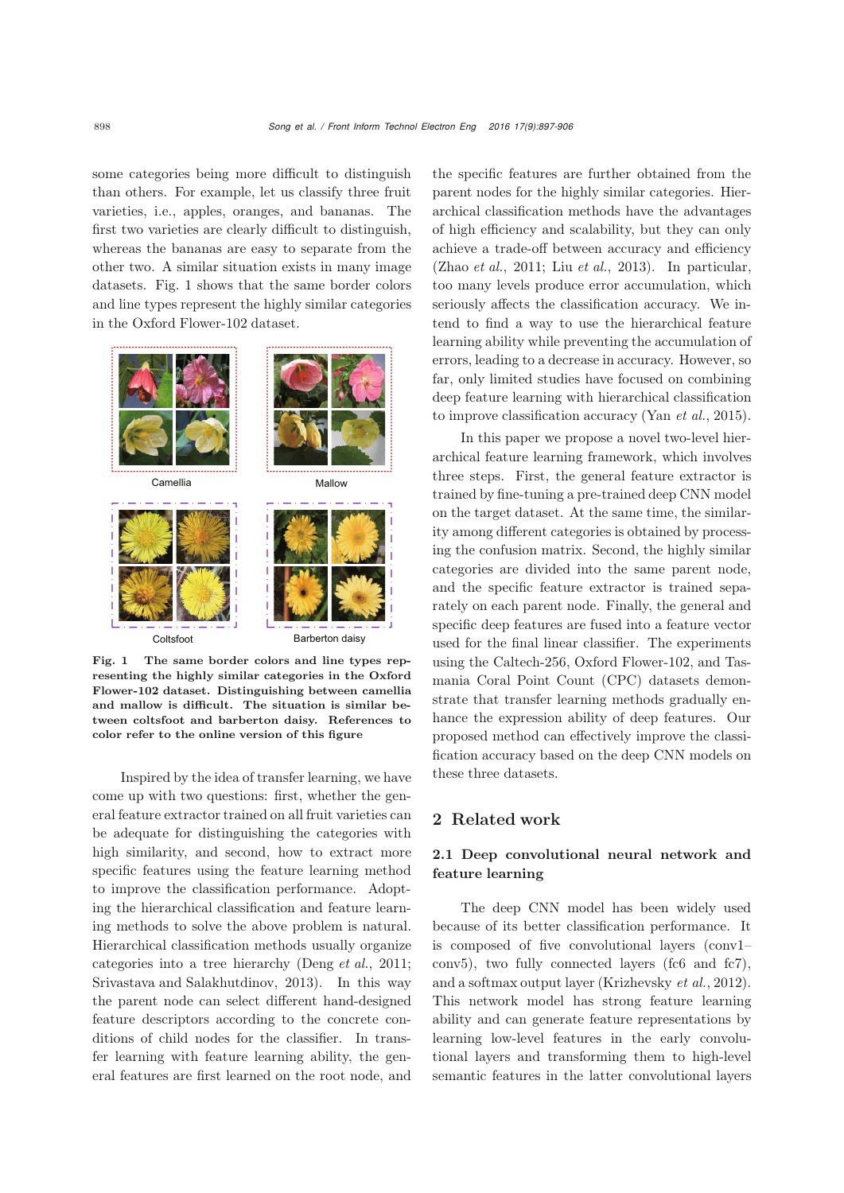some categories being more difficult to distinguish than others. For example, let us classify three fruit varieties, i.e., apples, oranges, and bananas. The first two varieties are clearly difficult to distinguish, whereas the bananas are easy to separate from the other two. A similar situation exists in many image datasets. Fig. 1 shows that the same border colors and line types represent the highly similar categories in the Oxford Flower-102 dataset.

Camellia

Mallow

Coltsfoot

Barberton daisy

**Fig. 1 The same border colors and line types representing the highly similar categories in the Oxford Flower-102 dataset. Distinguishing between camellia and mallow is difficult. The situation is similar between coltsfoot and barberton daisy. References to color refer to the online version of this figure**

Inspired by the idea of transfer learning, we have come up with two questions: first, whether the general feature extractor trained on all fruit varieties can be adequate for distinguishing the categories with high similarity, and second, how to extract more specific features using the feature learning method to improve the classification performance. Adopting the hierarchical classification and feature learning methods to solve the above problem is natural. Hierarchical classification methods usually organize categories into a tree hierarchy (Deng *et al.*, 2011; Srivastava and Salakhutdinov, 2013). In this way the parent node can select different hand-designed feature descriptors according to the concrete conditions of child nodes for the classifier. In transfer learning with feature learning ability, the general features are first learned on the root node, and the specific features are further obtained from the parent nodes for the highly similar categories. Hierarchical classification methods have the advantages of high efficiency and scalability, but they can only achieve a trade-off between accuracy and efficiency (Zhao *et al.*, 2011; Liu *et al.*, 2013). In particular, too many levels produce error accumulation, which seriously affects the classification accuracy. We intend to find a way to use the hierarchical feature learning ability while preventing the accumulation of errors, leading to a decrease in accuracy. However, so far, only limited studies have focused on combining deep feature learning with hierarchical classification to improve classification accuracy (Yan *et al.*, 2015).

In this paper we propose a novel two-level hierarchical feature learning framework, which involves three steps. First, the general feature extractor is trained by fine-tuning a pre-trained deep CNN model on the target dataset. At the same time, the similarity among different categories is obtained by processing the confusion matrix. Second, the highly similar categories are divided into the same parent node, and the specific feature extractor is trained separately on each parent node. Finally, the general and specific deep features are fused into a feature vector used for the final linear classifier. The experiments using the Caltech-256, Oxford Flower-102, and Tasmania Coral Point Count (CPC) datasets demonstrate that transfer learning methods gradually enhance the expression ability of deep features. Our proposed method can effectively improve the classification accuracy based on the deep CNN models on these three datasets.

## 2 Related work

### 2.1 Deep convolutional neural network and feature learning

The deep CNN model has been widely used because of its better classification performance. It is composed of five convolutional layers (conv1–conv5), two fully connected layers (fc6 and fc7), and a softmax output layer (Krizhevsky *et al.*, 2012). This network model has strong feature learning ability and can generate feature representations by learning low-level features in the early convolutional layers and transforming them to high-level semantic features in the latter convolutional layers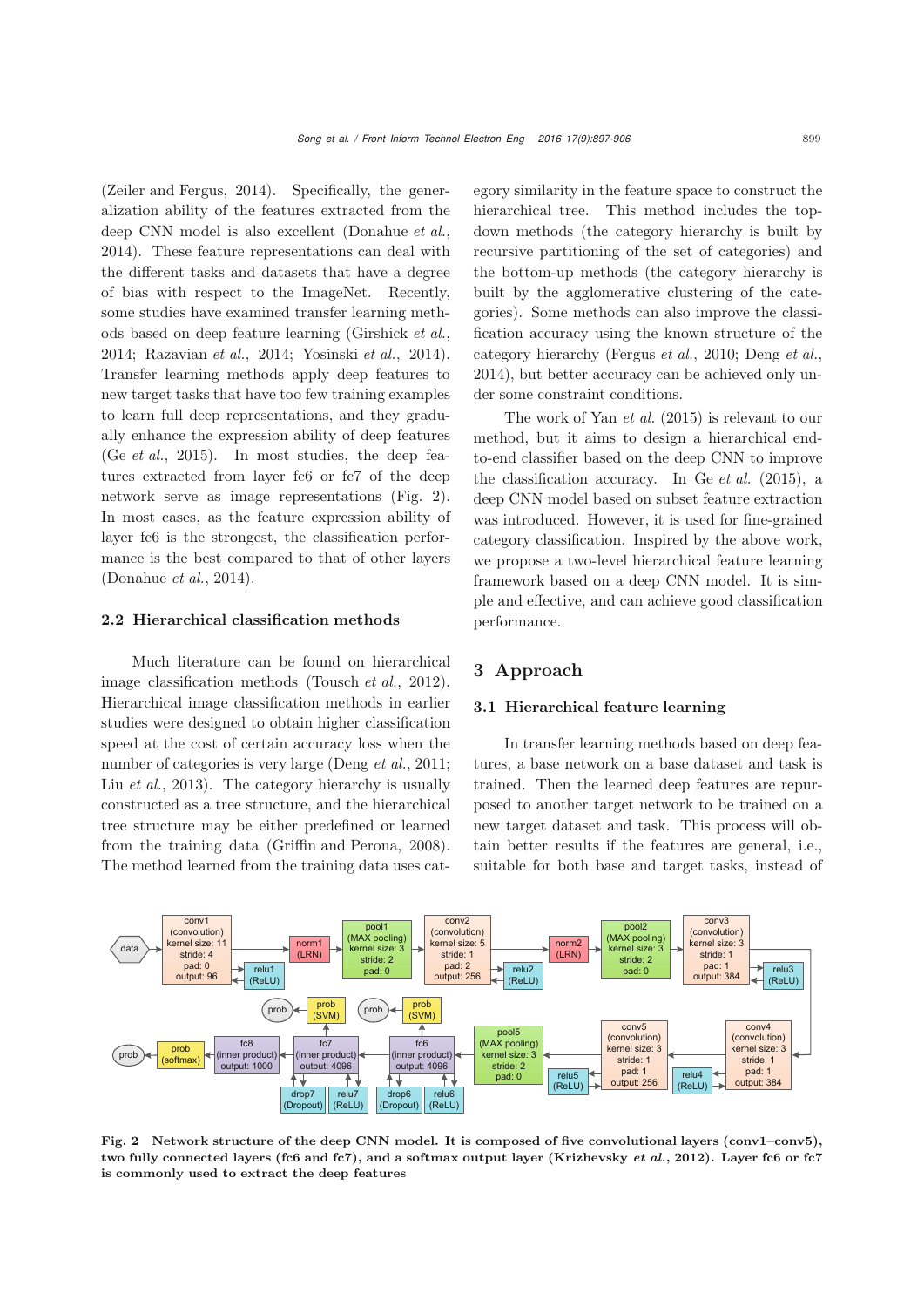(Zeiler and Fergus, 2014). Specifically, the generalization ability of the features extracted from the deep CNN model is also excellent (Donahue *et al.*, 2014). These feature representations can deal with the different tasks and datasets that have a degree of bias with respect to the ImageNet. Recently, some studies have examined transfer learning methods based on deep feature learning (Girshick *et al.*, 2014; Razavian *et al.*, 2014; Yosinski *et al.*, 2014). Transfer learning methods apply deep features to new target tasks that have too few training examples to learn full deep representations, and they gradually enhance the expression ability of deep features (Ge *et al.*, 2015). In most studies, the deep features extracted from layer fc6 or fc7 of the deep network serve as image representations (Fig. 2). In most cases, as the feature expression ability of layer fc6 is the strongest, the classification performance is the best compared to that of other layers (Donahue *et al.*, 2014).

### 2.2 Hierarchical classification methods

Much literature can be found on hierarchical image classification methods (Tousch *et al.*, 2012). Hierarchical image classification methods in earlier studies were designed to obtain higher classification speed at the cost of certain accuracy loss when the number of categories is very large (Deng *et al.*, 2011; Liu *et al.*, 2013). The category hierarchy is usually constructed as a tree structure, and the hierarchical tree structure may be either predefined or learned from the training data (Griffin and Perona, 2008). The method learned from the training data uses category similarity in the feature space to construct the hierarchical tree. This method includes the top-down methods (the category hierarchy is built by recursive partitioning of the set of categories) and the bottom-up methods (the category hierarchy is built by the agglomerative clustering of the categories). Some methods can also improve the classification accuracy using the known structure of the category hierarchy (Fergus *et al.*, 2010; Deng *et al.*, 2014), but better accuracy can be achieved only under some constraint conditions.

The work of Yan *et al.* (2015) is relevant to our method, but it aims to design a hierarchical end-to-end classifier based on the deep CNN to improve the classification accuracy. In Ge *et al.* (2015), a deep CNN model based on subset feature extraction was introduced. However, it is used for fine-grained category classification. Inspired by the above work, we propose a two-level hierarchical feature learning framework based on a deep CNN model. It is simple and effective, and can achieve good classification performance.

## 3 Approach

### 3.1 Hierarchical feature learning

In transfer learning methods based on deep features, a base network on a base dataset and task is trained. Then the learned deep features are repurposed to another target network to be trained on a new target dataset and task. This process will obtain better results if the features are general, i.e., suitable for both base and target tasks, instead of

**Fig. 2 Network structure of the deep CNN model. It is composed of five convolutional layers (conv1–conv5), two fully connected layers (fc6 and fc7), and a softmax output layer (Krizhevsky *et al.*, 2012). Layer fc6 or fc7 is commonly used to extract the deep features**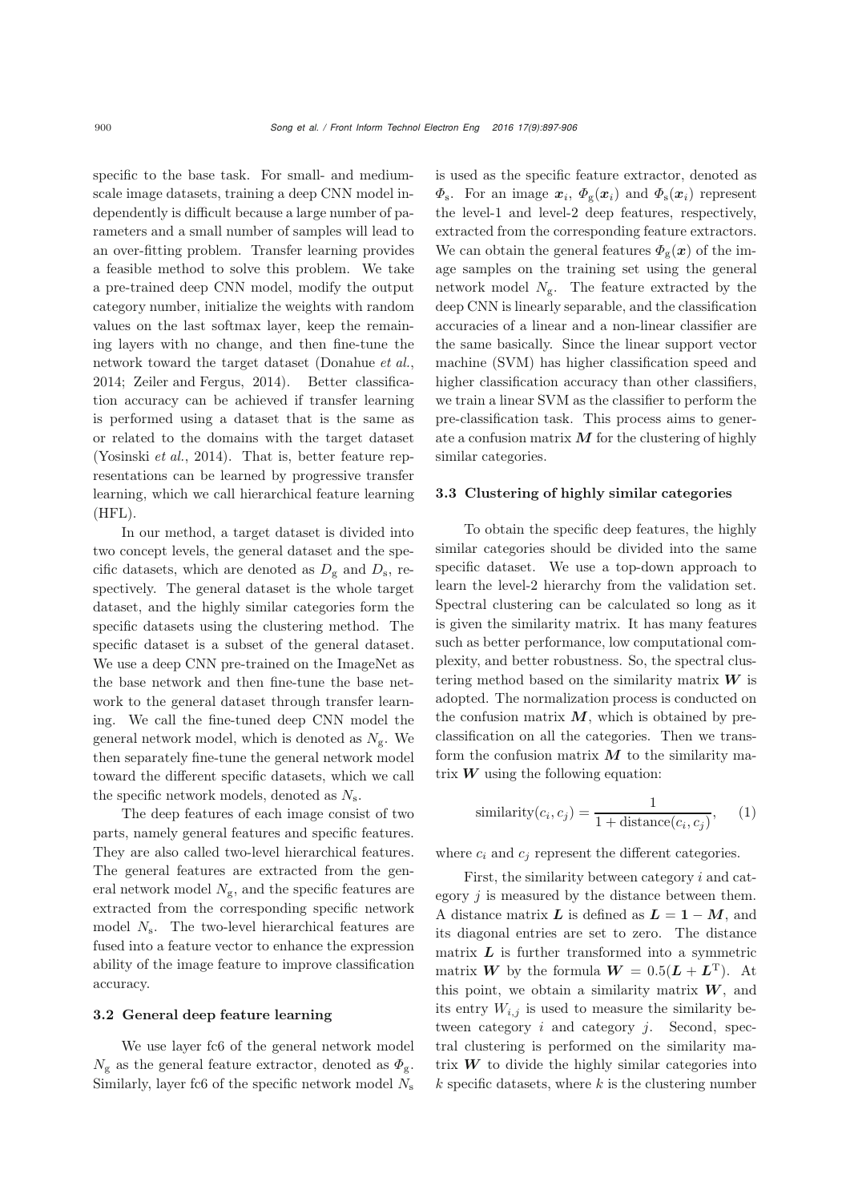specific to the base task. For small- and medium-scale image datasets, training a deep CNN model independently is difficult because a large number of parameters and a small number of samples will lead to an over-fitting problem. Transfer learning provides a feasible method to solve this problem. We take a pre-trained deep CNN model, modify the output category number, initialize the weights with random values on the last softmax layer, keep the remaining layers with no change, and then fine-tune the network toward the target dataset (Donahue *et al.*, 2014; Zeiler and Fergus, 2014). Better classification accuracy can be achieved if transfer learning is performed using a dataset that is the same as or related to the domains with the target dataset (Yosinski *et al.*, 2014). That is, better feature representations can be learned by progressive transfer learning, which we call hierarchical feature learning (HFL).

In our method, a target dataset is divided into two concept levels, the general dataset and the specific datasets, which are denoted as $D_{\mathrm{g}}$ and $D_{\mathrm{s}}$, respectively. The general dataset is the whole target dataset, and the highly similar categories form the specific datasets using the clustering method. The specific dataset is a subset of the general dataset. We use a deep CNN pre-trained on the ImageNet as the base network and then fine-tune the base network to the general dataset through transfer learning. We call the fine-tuned deep CNN model the general network model, which is denoted as $N_{\mathrm{g}}$. We then separately fine-tune the general network model toward the different specific datasets, which we call the specific network models, denoted as $N_{\mathrm{s}}$.

The deep features of each image consist of two parts, namely general features and specific features. They are also called two-level hierarchical features. The general features are extracted from the general network model $N_{\mathrm{g}}$, and the specific features are extracted from the corresponding specific network model $N_{\mathrm{s}}$. The two-level hierarchical features are fused into a feature vector to enhance the expression ability of the image feature to improve classification accuracy.

### 3.2 General deep feature learning

We use layer fc6 of the general network model $N_{\mathrm{g}}$ as the general feature extractor, denoted as $\Phi_{\mathrm{g}}$. Similarly, layer fc6 of the specific network model $N_{\mathrm{s}}$ is used as the specific feature extractor, denoted as $\Phi_{\mathrm{s}}$. For an image $\boldsymbol{x}_i$, $\Phi_{\mathrm{g}}(\boldsymbol{x}_i)$ and $\Phi_{\mathrm{s}}(\boldsymbol{x}_i)$ represent the level-1 and level-2 deep features, respectively, extracted from the corresponding feature extractors. We can obtain the general features $\Phi_{\mathrm{g}}(\boldsymbol{x})$ of the image samples on the training set using the general network model $N_{\mathrm{g}}$. The feature extracted by the deep CNN is linearly separable, and the classification accuracies of a linear and a non-linear classifier are the same basically. Since the linear support vector machine (SVM) has higher classification speed and higher classification accuracy than other classifiers, we train a linear SVM as the classifier to perform the pre-classification task. This process aims to generate a confusion matrix $\boldsymbol{M}$ for the clustering of highly similar categories.

### 3.3 Clustering of highly similar categories

To obtain the specific deep features, the highly similar categories should be divided into the same specific dataset. We use a top-down approach to learn the level-2 hierarchy from the validation set. Spectral clustering can be calculated so long as it is given the similarity matrix. It has many features such as better performance, low computational complexity, and better robustness. So, the spectral clustering method based on the similarity matrix $\boldsymbol{W}$ is adopted. The normalization process is conducted on the confusion matrix $\boldsymbol{M}$, which is obtained by pre-classification on all the categories. Then we transform the confusion matrix $\boldsymbol{M}$ to the similarity matrix $\boldsymbol{W}$ using the following equation:

$$\mathrm{similarity}(c_i, c_j) = \frac{1}{1 + \mathrm{distance}(c_i, c_j)}, \quad (1)$$

where $c_i$ and $c_j$ represent the different categories.

First, the similarity between category $i$ and category $j$ is measured by the distance between them. A distance matrix $\boldsymbol{L}$ is defined as $\boldsymbol{L} = \boldsymbol{1} - \boldsymbol{M}$, and its diagonal entries are set to zero. The distance matrix $\boldsymbol{L}$ is further transformed into a symmetric matrix $\boldsymbol{W}$ by the formula $\boldsymbol{W} = 0.5(\boldsymbol{L} + \boldsymbol{L}^{\mathrm{T}})$. At this point, we obtain a similarity matrix $\boldsymbol{W}$, and its entry $W_{i,j}$ is used to measure the similarity between category $i$ and category $j$. Second, spectral clustering is performed on the similarity matrix $\boldsymbol{W}$ to divide the highly similar categories into $k$ specific datasets, where $k$ is the clustering number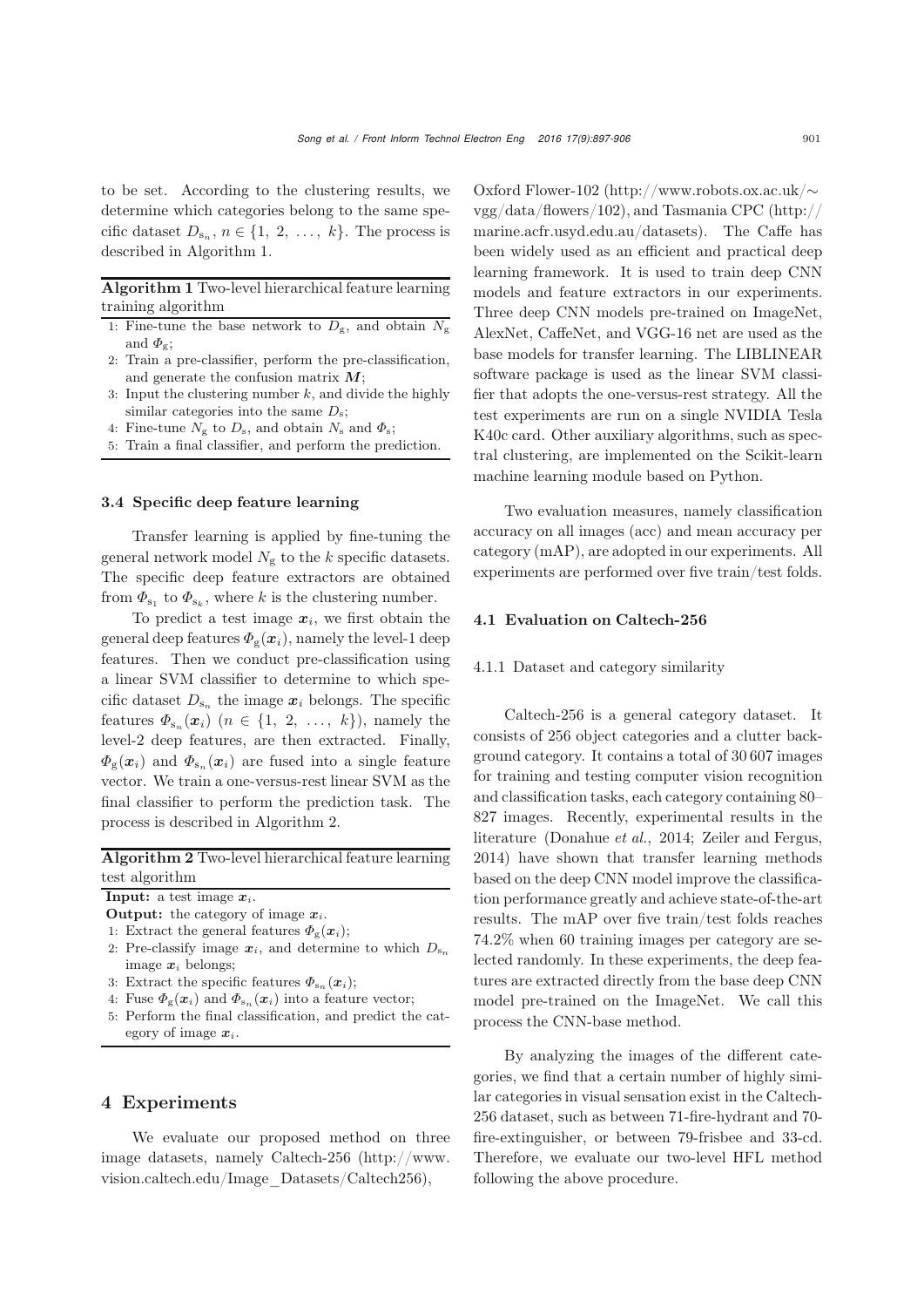to be set. According to the clustering results, we determine which categories belong to the same specific dataset $D_{s_n}$, $n \in \{1, 2, \ldots, k\}$. The process is described in Algorithm 1.

**Algorithm 1** Two-level hierarchical feature learning training algorithm

1: Fine-tune the base network to $D_g$, and obtain $N_g$ and $\Phi_g$;
2: Train a pre-classifier, perform the pre-classification, and generate the confusion matrix $\boldsymbol{M}$;
3: Input the clustering number $k$, and divide the highly similar categories into the same $D_s$;
4: Fine-tune $N_g$ to $D_s$, and obtain $N_s$ and $\Phi_s$;
5: Train a final classifier, and perform the prediction.

### 3.4 Specific deep feature learning

Transfer learning is applied by fine-tuning the general network model $N_g$ to the $k$ specific datasets. The specific deep feature extractors are obtained from $\Phi_{s_1}$ to $\Phi_{s_k}$, where $k$ is the clustering number.

To predict a test image $\boldsymbol{x}_i$, we first obtain the general deep features $\Phi_g(\boldsymbol{x}_i)$, namely the level-1 deep features. Then we conduct pre-classification using a linear SVM classifier to determine to which specific dataset $D_{s_n}$ the image $\boldsymbol{x}_i$ belongs. The specific features $\Phi_{s_n}(\boldsymbol{x}_i)$ ($n \in \{1, 2, \ldots, k\}$), namely the level-2 deep features, are then extracted. Finally, $\Phi_g(\boldsymbol{x}_i)$ and $\Phi_{s_n}(\boldsymbol{x}_i)$ are fused into a single feature vector. We train a one-versus-rest linear SVM as the final classifier to perform the prediction task. The process is described in Algorithm 2.

**Algorithm 2** Two-level hierarchical feature learning test algorithm

**Input:** a test image $\boldsymbol{x}_i$.
**Output:** the category of image $\boldsymbol{x}_i$.
1: Extract the general features $\Phi_g(\boldsymbol{x}_i)$;
2: Pre-classify image $\boldsymbol{x}_i$, and determine to which $D_{s_n}$ image $\boldsymbol{x}_i$ belongs;
3: Extract the specific features $\Phi_{s_n}(\boldsymbol{x}_i)$;
4: Fuse $\Phi_g(\boldsymbol{x}_i)$ and $\Phi_{s_n}(\boldsymbol{x}_i)$ into a feature vector;
5: Perform the final classification, and predict the category of image $\boldsymbol{x}_i$.

## 4 Experiments

We evaluate our proposed method on three image datasets, namely Caltech-256 (http://www.vision.caltech.edu/Image_Datasets/Caltech256), Oxford Flower-102 (http://www.robots.ox.ac.uk/~vgg/data/flowers/102), and Tasmania CPC (http://marine.acfr.usyd.edu.au/datasets). The Caffe has been widely used as an efficient and practical deep learning framework. It is used to train deep CNN models and feature extractors in our experiments. Three deep CNN models pre-trained on ImageNet, AlexNet, CaffeNet, and VGG-16 net are used as the base models for transfer learning. The LIBLINEAR software package is used as the linear SVM classifier that adopts the one-versus-rest strategy. All the test experiments are run on a single NVIDIA Tesla K40c card. Other auxiliary algorithms, such as spectral clustering, are implemented on the Scikit-learn machine learning module based on Python.

Two evaluation measures, namely classification accuracy on all images (acc) and mean accuracy per category (mAP), are adopted in our experiments. All experiments are performed over five train/test folds.

### 4.1 Evaluation on Caltech-256

#### 4.1.1 Dataset and category similarity

Caltech-256 is a general category dataset. It consists of 256 object categories and a clutter background category. It contains a total of 30 607 images for training and testing computer vision recognition and classification tasks, each category containing 80–827 images. Recently, experimental results in the literature (Donahue *et al.*, 2014; Zeiler and Fergus, 2014) have shown that transfer learning methods based on the deep CNN model improve the classification performance greatly and achieve state-of-the-art results. The mAP over five train/test folds reaches 74.2% when 60 training images per category are selected randomly. In these experiments, the deep features are extracted directly from the base deep CNN model pre-trained on the ImageNet. We call this process the CNN-base method.

By analyzing the images of the different categories, we find that a certain number of highly similar categories in visual sensation exist in the Caltech-256 dataset, such as between 71-fire-hydrant and 70-fire-extinguisher, or between 79-frisbee and 33-cd. Therefore, we evaluate our two-level HFL method following the above procedure.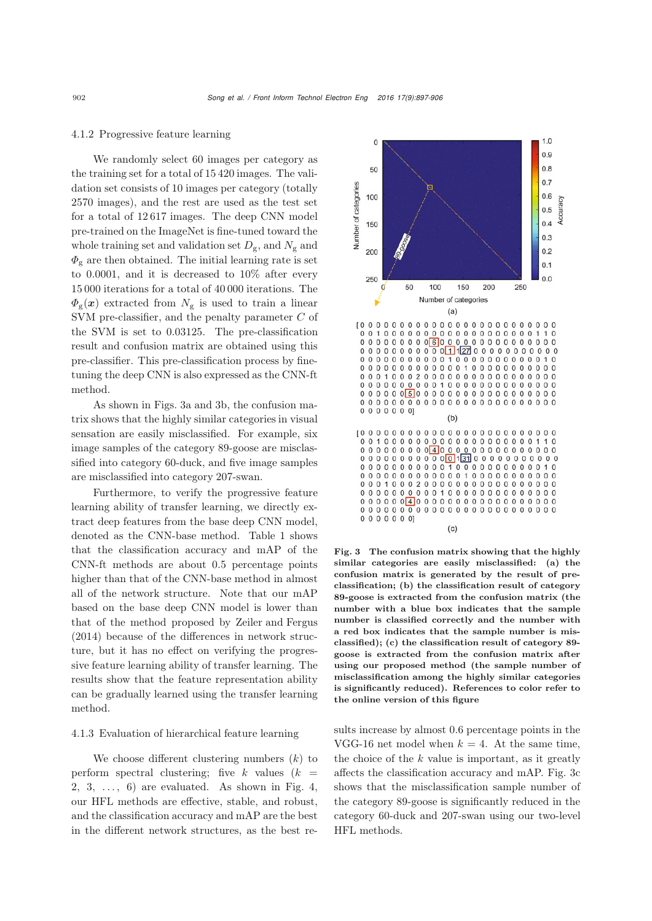### 4.1.2 Progressive feature learning

We randomly select 60 images per category as the training set for a total of 15 420 images. The validation set consists of 10 images per category (totally 2570 images), and the rest are used as the test set for a total of 12 617 images. The deep CNN model pre-trained on the ImageNet is fine-tuned toward the whole training set and validation set $D_g$, and $N_g$ and $\Phi_g$ are then obtained. The initial learning rate is set to 0.0001, and it is decreased to 10% after every 15 000 iterations for a total of 40 000 iterations. The $\Phi_g(\boldsymbol{x})$ extracted from $N_g$ is used to train a linear SVM pre-classifier, and the penalty parameter $C$ of the SVM is set to 0.03125. The pre-classification result and confusion matrix are obtained using this pre-classifier. This pre-classification process by fine-tuning the deep CNN is also expressed as the CNN-ft method.

As shown in Figs. 3a and 3b, the confusion matrix shows that the highly similar categories in visual sensation are easily misclassified. For example, six image samples of the category 89-goose are misclassified into category 60-duck, and five image samples are misclassified into category 207-swan.

Furthermore, to verify the progressive feature learning ability of transfer learning, we directly extract deep features from the base deep CNN model, denoted as the CNN-base method. Table 1 shows that the classification accuracy and mAP of the CNN-ft methods are about 0.5 percentage points higher than that of the CNN-base method in almost all of the network structure. Note that our mAP based on the base deep CNN model is lower than that of the method proposed by Zeiler and Fergus (2014) because of the differences in network structure, but it has no effect on verifying the progressive feature learning ability of transfer learning. The results show that the feature representation ability can be gradually learned using the transfer learning method.

### 4.1.3 Evaluation of hierarchical feature learning

We choose different clustering numbers ($k$) to perform spectral clustering; five $k$ values ($k$ = 2, 3, ..., 6) are evaluated. As shown in Fig. 4, our HFL methods are effective, stable, and robust, and the classification accuracy and mAP are the best in the different network structures, as the best results increase by almost 0.6 percentage points in the VGG-16 net model when $k = 4$. At the same time, the choice of the $k$ value is important, as it greatly affects the classification accuracy and mAP. Fig. 3c shows that the misclassification sample number of the category 89-goose is significantly reduced in the category 60-duck and 207-swan using our two-level HFL methods.

**Fig. 3 The confusion matrix showing that the highly similar categories are easily misclassified: (a) the confusion matrix is generated by the result of pre-classification; (b) the classification result of category 89-goose is extracted from the confusion matrix (the number with a blue box indicates that the sample number is classified correctly and the number with a red box indicates that the sample number is misclassified); (c) the classification result of category 89-goose is extracted from the confusion matrix after using our proposed method (the sample number of misclassification among the highly similar categories is significantly reduced). References to color refer to the online version of this figure**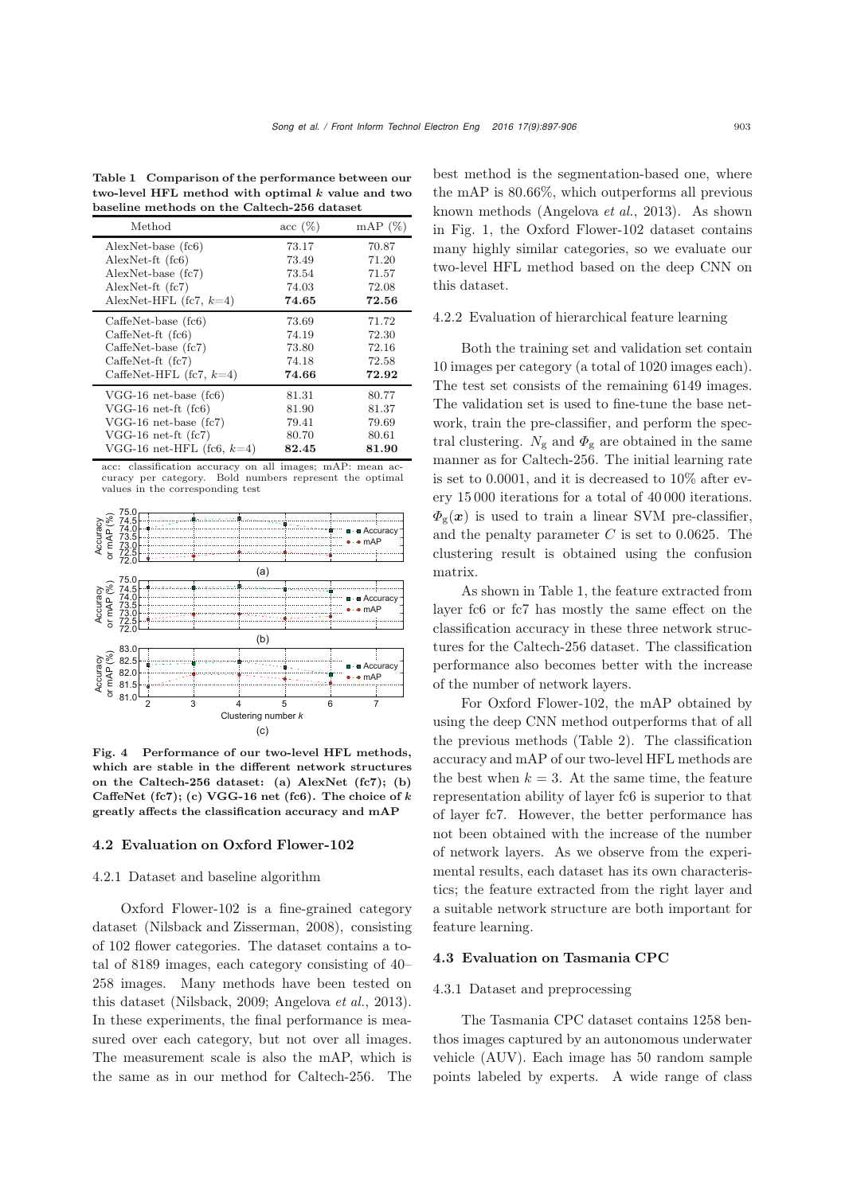**Table 1 Comparison of the performance between our two-level HFL method with optimal $k$ value and two baseline methods on the Caltech-256 dataset**

| Method | acc (%) | mAP (%) |
|---|---|---|
| AlexNet-base (fc6) | 73.17 | 70.87 |
| AlexNet-ft (fc6) | 73.49 | 71.20 |
| AlexNet-base (fc7) | 73.54 | 71.57 |
| AlexNet-ft (fc7) | 74.03 | 72.08 |
| AlexNet-HFL (fc7, $k$=4) | **74.65** | **72.56** |
| CaffeNet-base (fc6) | 73.69 | 71.72 |
| CaffeNet-ft (fc6) | 74.19 | 72.30 |
| CaffeNet-base (fc7) | 73.80 | 72.16 |
| CaffeNet-ft (fc7) | 74.18 | 72.58 |
| CaffeNet-HFL (fc7, $k$=4) | **74.66** | **72.92** |
| VGG-16 net-base (fc6) | 81.31 | 80.77 |
| VGG-16 net-ft (fc6) | 81.90 | 81.37 |
| VGG-16 net-base (fc7) | 79.41 | 79.69 |
| VGG-16 net-ft (fc7) | 80.70 | 80.61 |
| VGG-16 net-HFL (fc6, $k$=4) | **82.45** | **81.90** |

acc: classification accuracy on all images; mAP: mean accuracy per category. Bold numbers represent the optimal values in the corresponding test

**Fig. 4 Performance of our two-level HFL methods, which are stable in the different network structures on the Caltech-256 dataset: (a) AlexNet (fc7); (b) CaffeNet (fc7); (c) VGG-16 net (fc6). The choice of $k$ greatly affects the classification accuracy and mAP**

## 4.2 Evaluation on Oxford Flower-102

### 4.2.1 Dataset and baseline algorithm

Oxford Flower-102 is a fine-grained category dataset (Nilsback and Zisserman, 2008), consisting of 102 flower categories. The dataset contains a total of 8189 images, each category consisting of 40–258 images. Many methods have been tested on this dataset (Nilsback, 2009; Angelova *et al.*, 2013). In these experiments, the final performance is measured over each category, but not over all images. The measurement scale is also the mAP, which is the same as in our method for Caltech-256. The best method is the segmentation-based one, where the mAP is 80.66%, which outperforms all previous known methods (Angelova *et al.*, 2013). As shown in Fig. 1, the Oxford Flower-102 dataset contains many highly similar categories, so we evaluate our two-level HFL method based on the deep CNN on this dataset.

### 4.2.2 Evaluation of hierarchical feature learning

Both the training set and validation set contain 10 images per category (a total of 1020 images each). The test set consists of the remaining 6149 images. The validation set is used to fine-tune the base network, train the pre-classifier, and perform the spectral clustering. $N_{\mathrm{g}}$ and $\Phi_{\mathrm{g}}$ are obtained in the same manner as for Caltech-256. The initial learning rate is set to 0.0001, and it is decreased to 10% after every 15 000 iterations for a total of 40 000 iterations. $\Phi_{\mathrm{g}}(\boldsymbol{x})$ is used to train a linear SVM pre-classifier, and the penalty parameter $C$ is set to 0.0625. The clustering result is obtained using the confusion matrix.

As shown in Table 1, the feature extracted from layer fc6 or fc7 has mostly the same effect on the classification accuracy in these three network structures for the Caltech-256 dataset. The classification performance also becomes better with the increase of the number of network layers.

For Oxford Flower-102, the mAP obtained by using the deep CNN method outperforms that of all the previous methods (Table 2). The classification accuracy and mAP of our two-level HFL methods are the best when $k = 3$. At the same time, the feature representation ability of layer fc6 is superior to that of layer fc7. However, the better performance has not been obtained with the increase of the number of network layers. As we observe from the experimental results, each dataset has its own characteristics; the feature extracted from the right layer and a suitable network structure are both important for feature learning.

## 4.3 Evaluation on Tasmania CPC

### 4.3.1 Dataset and preprocessing

The Tasmania CPC dataset contains 1258 benthos images captured by an autonomous underwater vehicle (AUV). Each image has 50 random sample points labeled by experts. A wide range of class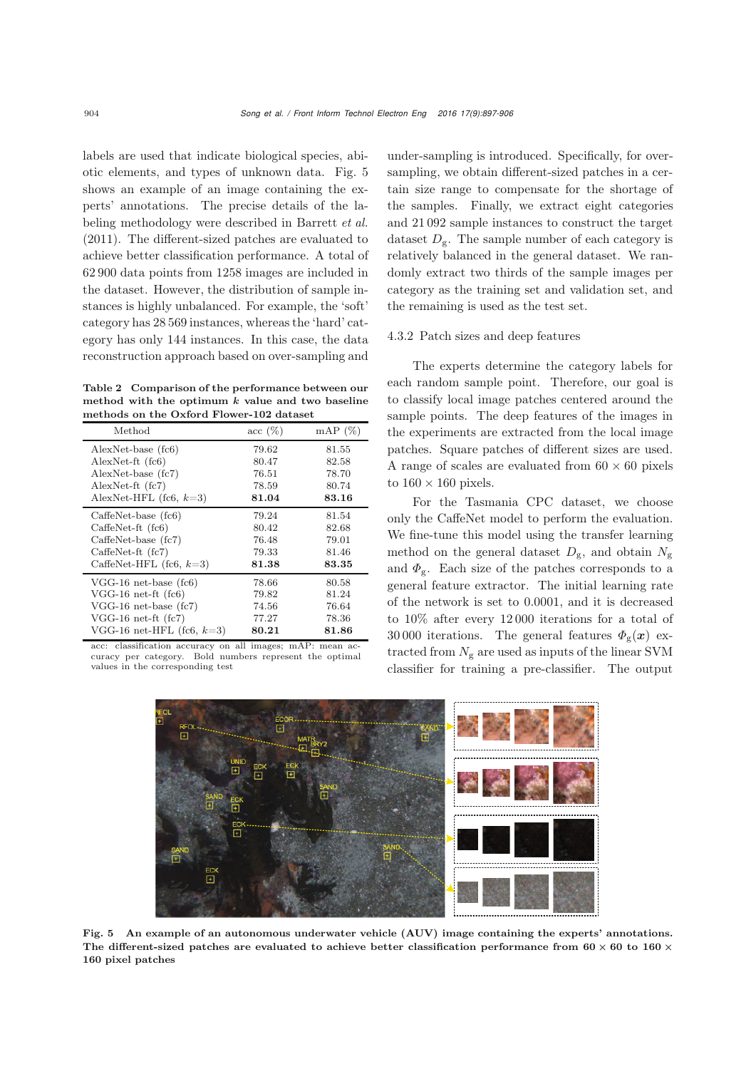labels are used that indicate biological species, abiotic elements, and types of unknown data. Fig. 5 shows an example of an image containing the experts' annotations. The precise details of the labeling methodology were described in Barrett *et al.* (2011). The different-sized patches are evaluated to achieve better classification performance. A total of 62 900 data points from 1258 images are included in the dataset. However, the distribution of sample instances is highly unbalanced. For example, the 'soft' category has 28 569 instances, whereas the 'hard' category has only 144 instances. In this case, the data reconstruction approach based on over-sampling and under-sampling is introduced. Specifically, for over-sampling, we obtain different-sized patches in a certain size range to compensate for the shortage of the samples. Finally, we extract eight categories and 21 092 sample instances to construct the target dataset $D_g$. The sample number of each category is relatively balanced in the general dataset. We randomly extract two thirds of the sample images per category as the training set and validation set, and the remaining is used as the test set.

**Table 2 Comparison of the performance between our method with the optimum $k$ value and two baseline methods on the Oxford Flower-102 dataset**

| Method | acc (%) | mAP (%) |
|---|---|---|
| AlexNet-base (fc6) | 79.62 | 81.55 |
| AlexNet-ft (fc6) | 80.47 | 82.58 |
| AlexNet-base (fc7) | 76.51 | 78.70 |
| AlexNet-ft (fc7) | 78.59 | 80.74 |
| AlexNet-HFL (fc6, $k$=3) | **81.04** | **83.16** |
| CaffeNet-base (fc6) | 79.24 | 81.54 |
| CaffeNet-ft (fc6) | 80.42 | 82.68 |
| CaffeNet-base (fc7) | 76.48 | 79.01 |
| CaffeNet-ft (fc7) | 79.33 | 81.46 |
| CaffeNet-HFL (fc6, $k$=3) | **81.38** | **83.35** |
| VGG-16 net-base (fc6) | 78.66 | 80.58 |
| VGG-16 net-ft (fc6) | 79.82 | 81.24 |
| VGG-16 net-base (fc7) | 74.56 | 76.64 |
| VGG-16 net-ft (fc7) | 77.27 | 78.36 |
| VGG-16 net-HFL (fc6, $k$=3) | **80.21** | **81.86** |

acc: classification accuracy on all images; mAP: mean accuracy per category. Bold numbers represent the optimal values in the corresponding test

### 4.3.2 Patch sizes and deep features

The experts determine the category labels for each random sample point. Therefore, our goal is to classify local image patches centered around the sample points. The deep features of the images in the experiments are extracted from the local image patches. Square patches of different sizes are used. A range of scales are evaluated from 60 × 60 pixels to 160 × 160 pixels.

For the Tasmania CPC dataset, we choose only the CaffeNet model to perform the evaluation. We fine-tune this model using the transfer learning method on the general dataset $D_g$, and obtain $N_g$ and $\Phi_g$. Each size of the patches corresponds to a general feature extractor. The initial learning rate of the network is set to 0.0001, and it is decreased to 10% after every 12 000 iterations for a total of 30 000 iterations. The general features $\Phi_g(\boldsymbol{x})$ extracted from $N_g$ are used as inputs of the linear SVM classifier for training a pre-classifier. The output

**Fig. 5 An example of an autonomous underwater vehicle (AUV) image containing the experts' annotations. The different-sized patches are evaluated to achieve better classification performance from 60 × 60 to 160 × 160 pixel patches**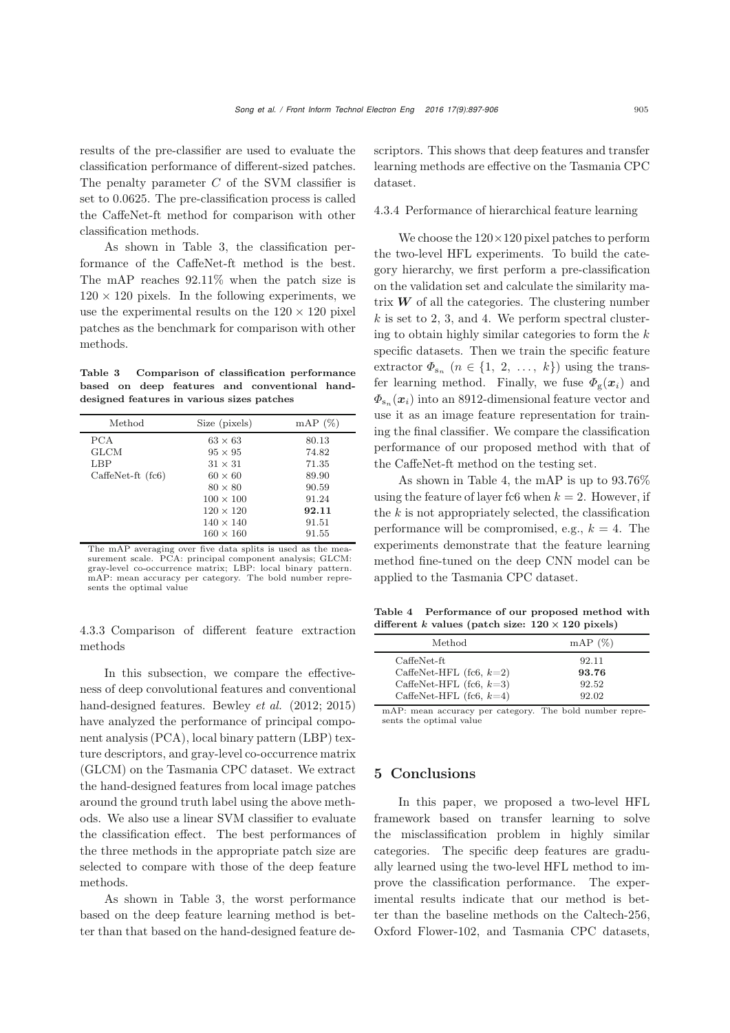results of the pre-classifier are used to evaluate the classification performance of different-sized patches. The penalty parameter $C$ of the SVM classifier is set to 0.0625. The pre-classification process is called the CaffeNet-ft method for comparison with other classification methods.

As shown in Table 3, the classification performance of the CaffeNet-ft method is the best. The mAP reaches 92.11% when the patch size is $120 \times 120$ pixels. In the following experiments, we use the experimental results on the $120 \times 120$ pixel patches as the benchmark for comparison with other methods.

**Table 3 Comparison of classification performance based on deep features and conventional hand-designed features in various sizes patches**

| Method | Size (pixels) | mAP (%) |
|---|---|---|
| PCA | $63 \times 63$ | 80.13 |
| GLCM | $95 \times 95$ | 74.82 |
| LBP | $31 \times 31$ | 71.35 |
| CaffeNet-ft (fc6) | $60 \times 60$ | 89.90 |
| | $80 \times 80$ | 90.59 |
| | $100 \times 100$ | 91.24 |
| | $120 \times 120$ | **92.11** |
| | $140 \times 140$ | 91.51 |
| | $160 \times 160$ | 91.55 |

The mAP averaging over five data splits is used as the measurement scale. PCA: principal component analysis; GLCM: gray-level co-occurrence matrix; LBP: local binary pattern. mAP: mean accuracy per category. The bold number represents the optimal value

### 4.3.3 Comparison of different feature extraction methods

In this subsection, we compare the effectiveness of deep convolutional features and conventional hand-designed features. Bewley *et al.* (2012; 2015) have analyzed the performance of principal component analysis (PCA), local binary pattern (LBP) texture descriptors, and gray-level co-occurrence matrix (GLCM) on the Tasmania CPC dataset. We extract the hand-designed features from local image patches around the ground truth label using the above methods. We also use a linear SVM classifier to evaluate the classification effect. The best performances of the three methods in the appropriate patch size are selected to compare with those of the deep feature methods.

As shown in Table 3, the worst performance based on the deep feature learning method is better than that based on the hand-designed feature descriptors. This shows that deep features and transfer learning methods are effective on the Tasmania CPC dataset.

### 4.3.4 Performance of hierarchical feature learning

We choose the $120\times120$ pixel patches to perform the two-level HFL experiments. To build the category hierarchy, we first perform a pre-classification on the validation set and calculate the similarity matrix $\boldsymbol{W}$ of all the categories. The clustering number $k$ is set to 2, 3, and 4. We perform spectral clustering to obtain highly similar categories to form the $k$ specific datasets. Then we train the specific feature extractor $\Phi_{\mathrm{s}_n}$ ($n \in \{1, 2, \ldots, k\}$) using the transfer learning method. Finally, we fuse $\Phi_{\mathrm{g}}(\boldsymbol{x}_i)$ and $\Phi_{\mathrm{s}_n}(\boldsymbol{x}_i)$ into an 8912-dimensional feature vector and use it as an image feature representation for training the final classifier. We compare the classification performance of our proposed method with that of the CaffeNet-ft method on the testing set.

As shown in Table 4, the mAP is up to 93.76% using the feature of layer fc6 when $k = 2$. However, if the $k$ is not appropriately selected, the classification performance will be compromised, e.g., $k = 4$. The experiments demonstrate that the feature learning method fine-tuned on the deep CNN model can be applied to the Tasmania CPC dataset.

**Table 4 Performance of our proposed method with different $k$ values (patch size: $120 \times 120$ pixels)**

| Method | mAP (%) |
|---|---|
| CaffeNet-ft | 92.11 |
| CaffeNet-HFL (fc6, $k$=2) | **93.76** |
| CaffeNet-HFL (fc6, $k$=3) | 92.52 |
| CaffeNet-HFL (fc6, $k$=4) | 92.02 |

mAP: mean accuracy per category. The bold number represents the optimal value

## 5 Conclusions

In this paper, we proposed a two-level HFL framework based on transfer learning to solve the misclassification problem in highly similar categories. The specific deep features are gradually learned using the two-level HFL method to improve the classification performance. The experimental results indicate that our method is better than the baseline methods on the Caltech-256, Oxford Flower-102, and Tasmania CPC datasets,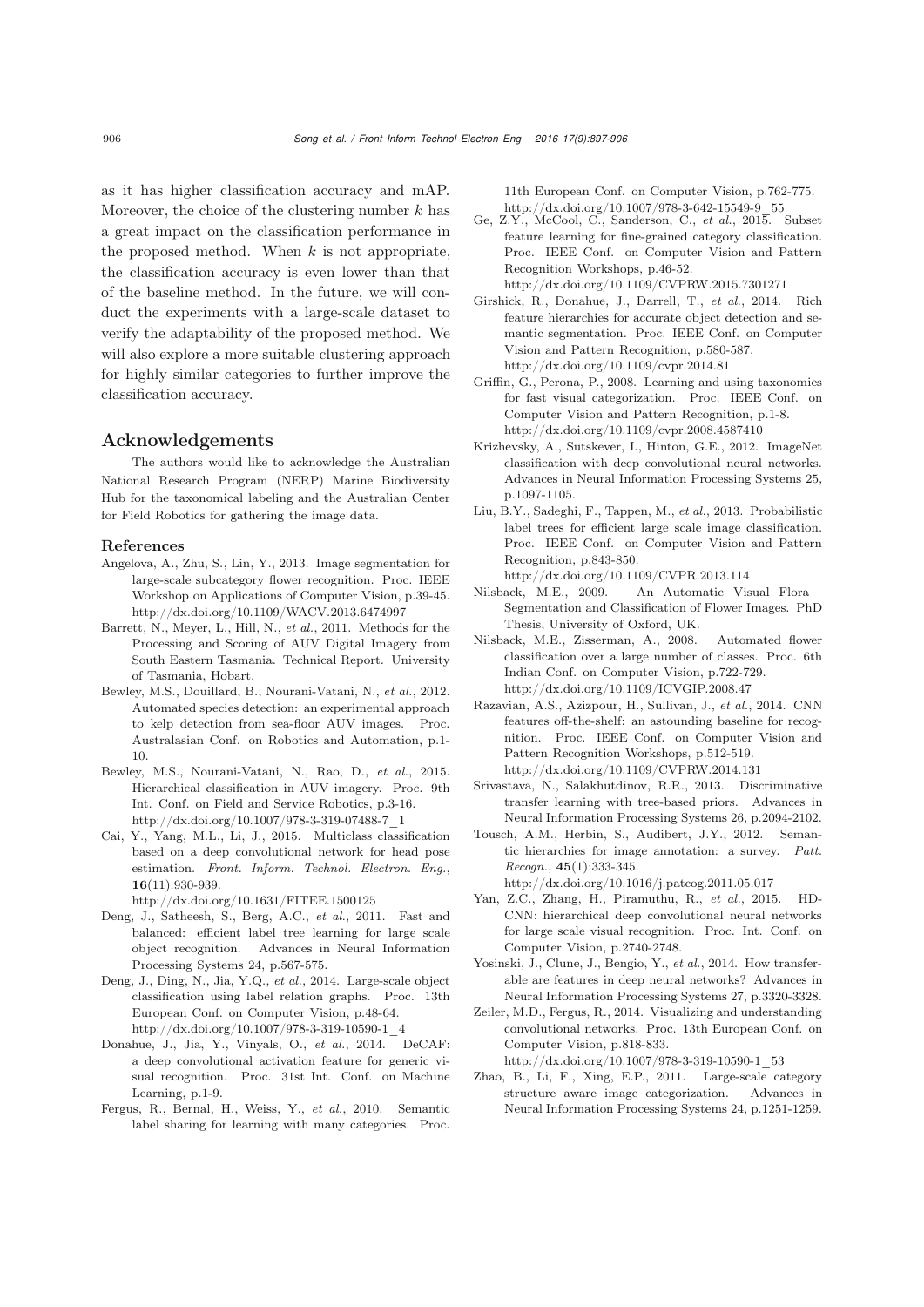as it has higher classification accuracy and mAP. Moreover, the choice of the clustering number $k$ has a great impact on the classification performance in the proposed method. When $k$ is not appropriate, the classification accuracy is even lower than that of the baseline method. In the future, we will conduct the experiments with a large-scale dataset to verify the adaptability of the proposed method. We will also explore a more suitable clustering approach for highly similar categories to further improve the classification accuracy.

## Acknowledgements

The authors would like to acknowledge the Australian National Research Program (NERP) Marine Biodiversity Hub for the taxonomical labeling and the Australian Center for Field Robotics for gathering the image data.

### References

Angelova, A., Zhu, S., Lin, Y., 2013. Image segmentation for large-scale subcategory flower recognition. Proc. IEEE Workshop on Applications of Computer Vision, p.39-45. http://dx.doi.org/10.1109/WACV.2013.6474997

Barrett, N., Meyer, L., Hill, N., *et al.*, 2011. Methods for the Processing and Scoring of AUV Digital Imagery from South Eastern Tasmania. Technical Report. University of Tasmania, Hobart.

Bewley, M.S., Douillard, B., Nourani-Vatani, N., *et al.*, 2012. Automated species detection: an experimental approach to kelp detection from sea-floor AUV images. Proc. Australasian Conf. on Robotics and Automation, p.1-10.

Bewley, M.S., Nourani-Vatani, N., Rao, D., *et al.*, 2015. Hierarchical classification in AUV imagery. Proc. 9th Int. Conf. on Field and Service Robotics, p.3-16. http://dx.doi.org/10.1007/978-3-319-07488-7_1

Cai, Y., Yang, M.L., Li, J., 2015. Multiclass classification based on a deep convolutional network for head pose estimation. *Front. Inform. Technol. Electron. Eng.*, **16**(11):930-939. http://dx.doi.org/10.1631/FITEE.1500125

Deng, J., Satheesh, S., Berg, A.C., *et al.*, 2011. Fast and balanced: efficient label tree learning for large scale object recognition. Advances in Neural Information Processing Systems 24, p.567-575.

Deng, J., Ding, N., Jia, Y.Q., *et al.*, 2014. Large-scale object classification using label relation graphs. Proc. 13th European Conf. on Computer Vision, p.48-64. http://dx.doi.org/10.1007/978-3-319-10590-1_4

Donahue, J., Jia, Y., Vinyals, O., *et al.*, 2014. DeCAF: a deep convolutional activation feature for generic visual recognition. Proc. 31st Int. Conf. on Machine Learning, p.1-9.

Fergus, R., Bernal, H., Weiss, Y., *et al.*, 2010. Semantic label sharing for learning with many categories. Proc. 11th European Conf. on Computer Vision, p.762-775. http://dx.doi.org/10.1007/978-3-642-15549-9_55

Ge, Z.Y., McCool, C., Sanderson, C., *et al.*, 2015. Subset feature learning for fine-grained category classification. Proc. IEEE Conf. on Computer Vision and Pattern Recognition Workshops, p.46-52. http://dx.doi.org/10.1109/CVPRW.2015.7301271

Girshick, R., Donahue, J., Darrell, T., *et al.*, 2014. Rich feature hierarchies for accurate object detection and semantic segmentation. Proc. IEEE Conf. on Computer Vision and Pattern Recognition, p.580-587. http://dx.doi.org/10.1109/cvpr.2014.81

Griffin, G., Perona, P., 2008. Learning and using taxonomies for fast visual categorization. Proc. IEEE Conf. on Computer Vision and Pattern Recognition, p.1-8. http://dx.doi.org/10.1109/cvpr.2008.4587410

Krizhevsky, A., Sutskever, I., Hinton, G.E., 2012. ImageNet classification with deep convolutional neural networks. Advances in Neural Information Processing Systems 25, p.1097-1105.

Liu, B.Y., Sadeghi, F., Tappen, M., *et al.*, 2013. Probabilistic label trees for efficient large scale image classification. Proc. IEEE Conf. on Computer Vision and Pattern Recognition, p.843-850. http://dx.doi.org/10.1109/CVPR.2013.114

Nilsback, M.E., 2009. An Automatic Visual Flora—Segmentation and Classification of Flower Images. PhD Thesis, University of Oxford, UK.

Nilsback, M.E., Zisserman, A., 2008. Automated flower classification over a large number of classes. Proc. 6th Indian Conf. on Computer Vision, p.722-729. http://dx.doi.org/10.1109/ICVGIP.2008.47

Razavian, A.S., Azizpour, H., Sullivan, J., *et al.*, 2014. CNN features off-the-shelf: an astounding baseline for recognition. Proc. IEEE Conf. on Computer Vision and Pattern Recognition Workshops, p.512-519. http://dx.doi.org/10.1109/CVPRW.2014.131

Srivastava, N., Salakhutdinov, R.R., 2013. Discriminative transfer learning with tree-based priors. Advances in Neural Information Processing Systems 26, p.2094-2102.

Tousch, A.M., Herbin, S., Audibert, J.Y., 2012. Semantic hierarchies for image annotation: a survey. *Patt. Recogn.*, **45**(1):333-345. http://dx.doi.org/10.1016/j.patcog.2011.05.017

Yan, Z.C., Zhang, H., Piramuthu, R., *et al.*, 2015. HD-CNN: hierarchical deep convolutional neural networks for large scale visual recognition. Proc. Int. Conf. on Computer Vision, p.2740-2748.

Yosinski, J., Clune, J., Bengio, Y., *et al.*, 2014. How transferable are features in deep neural networks? Advances in Neural Information Processing Systems 27, p.3320-3328.

Zeiler, M.D., Fergus, R., 2014. Visualizing and understanding convolutional networks. Proc. 13th European Conf. on Computer Vision, p.818-833. http://dx.doi.org/10.1007/978-3-319-10590-1_53

Zhao, B., Li, F., Xing, E.P., 2011. Large-scale category structure aware image categorization. Advances in Neural Information Processing Systems 24, p.1251-1259.